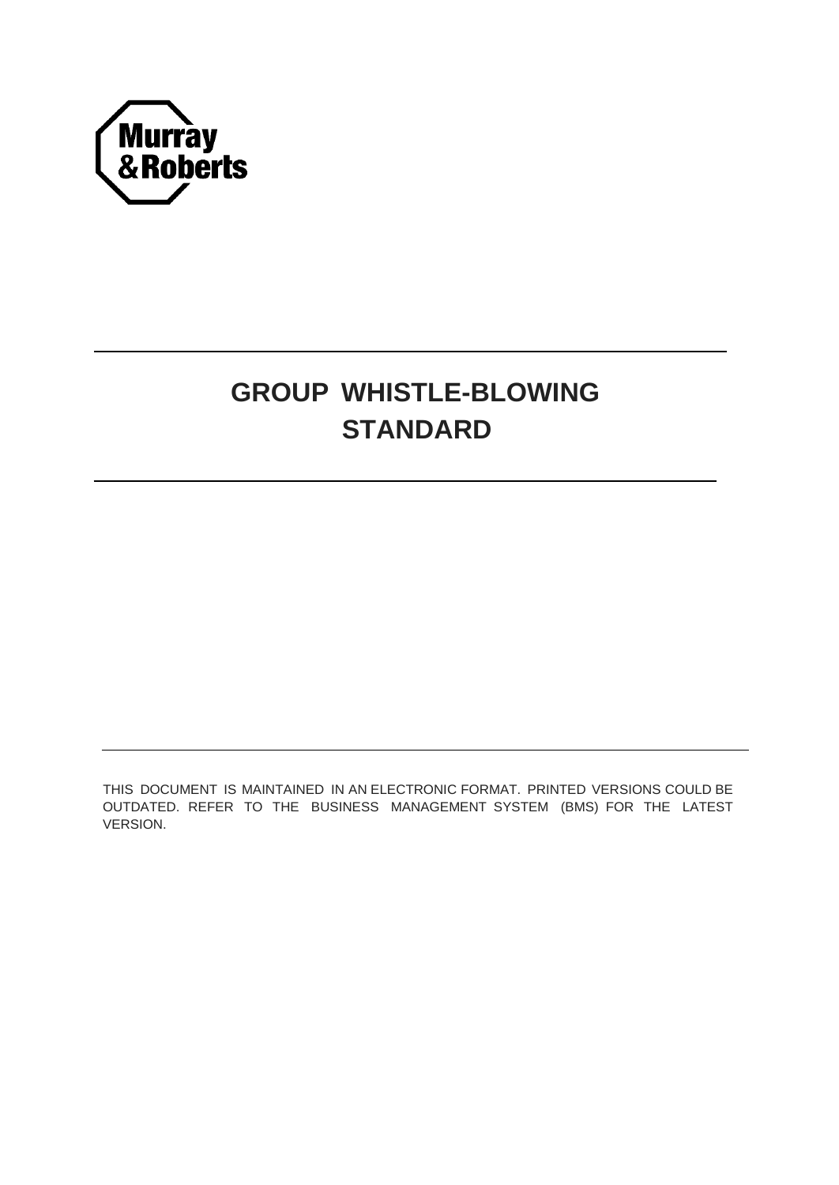Murray & Roberts

# GROUP WHISTLE-BLOWING STANDARD

THIS DOCUMENT IS MAINTAINED IN AN ELECTRONIC FORMAT. PRINTED VERSIONS COULD BE OUTDATED. REFER TO THE BUSINESS MANAGEMENT SYSTEM (BMS) FOR THE LATEST VERSION.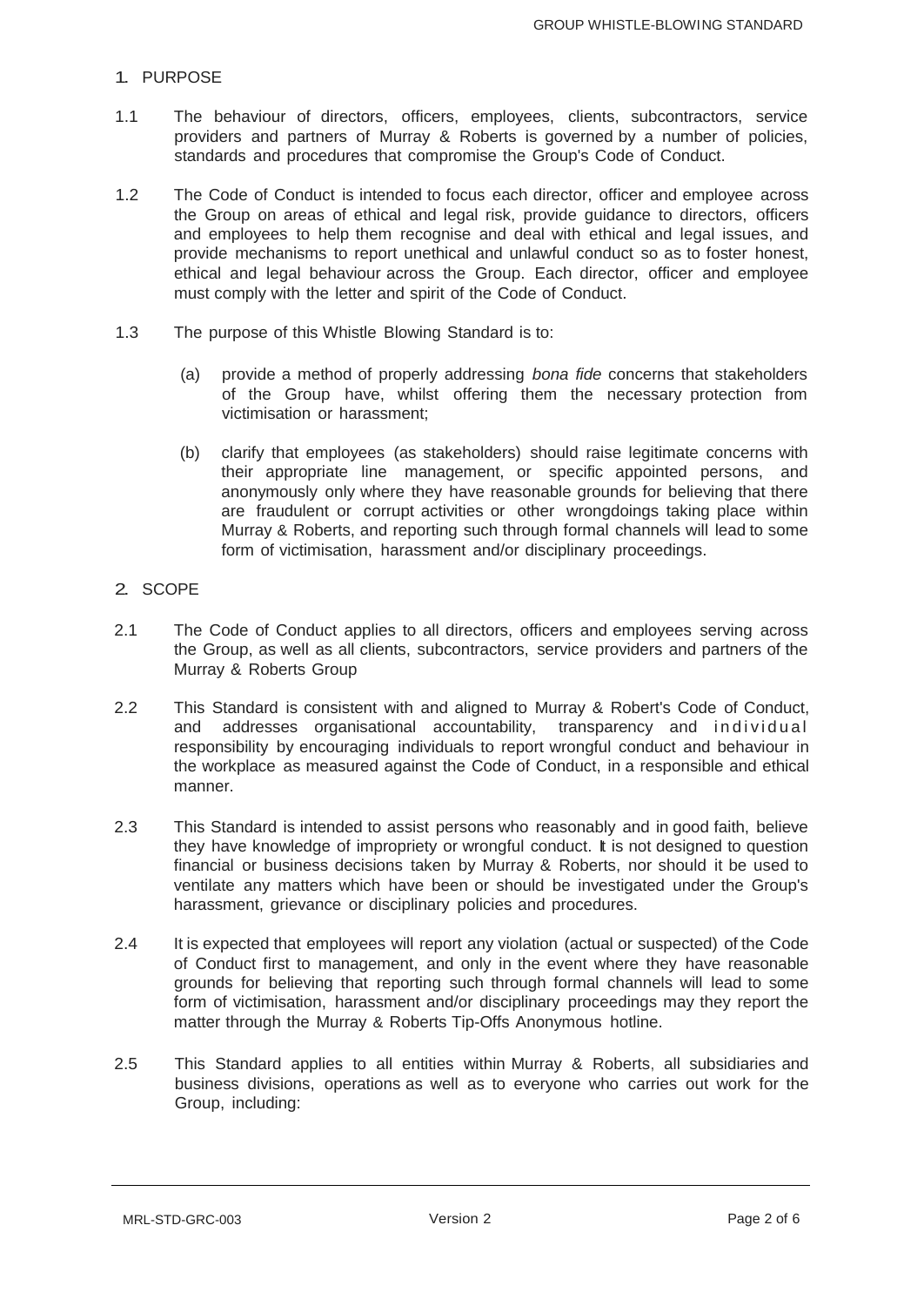## 1. PURPOSE

1.1 The behaviour of directors, officers, employees, clients, subcontractors, service providers and partners of Murray & Roberts is governed by a number of policies, standards and procedures that compromise the Group's Code of Conduct.

1.2 The Code of Conduct is intended to focus each director, officer and employee across the Group on areas of ethical and legal risk, provide guidance to directors, officers and employees to help them recognise and deal with ethical and legal issues, and provide mechanisms to report unethical and unlawful conduct so as to foster honest, ethical and legal behaviour across the Group. Each director, officer and employee must comply with the letter and spirit of the Code of Conduct.

1.3 The purpose of this Whistle Blowing Standard is to:

(a) provide a method of properly addressing *bona fide* concerns that stakeholders of the Group have, whilst offering them the necessary protection from victimisation or harassment;

(b) clarify that employees (as stakeholders) should raise legitimate concerns with their appropriate line management, or specific appointed persons, and anonymously only where they have reasonable grounds for believing that there are fraudulent or corrupt activities or other wrongdoings taking place within Murray & Roberts, and reporting such through formal channels will lead to some form of victimisation, harassment and/or disciplinary proceedings.

## 2. SCOPE

2.1 The Code of Conduct applies to all directors, officers and employees serving across the Group, as well as all clients, subcontractors, service providers and partners of the Murray & Roberts Group

2.2 This Standard is consistent with and aligned to Murray & Robert's Code of Conduct, and addresses organisational accountability, transparency and individual responsibility by encouraging individuals to report wrongful conduct and behaviour in the workplace as measured against the Code of Conduct, in a responsible and ethical manner.

2.3 This Standard is intended to assist persons who reasonably and in good faith, believe they have knowledge of impropriety or wrongful conduct. It is not designed to question financial or business decisions taken by Murray & Roberts, nor should it be used to ventilate any matters which have been or should be investigated under the Group's harassment, grievance or disciplinary policies and procedures.

2.4 It is expected that employees will report any violation (actual or suspected) of the Code of Conduct first to management, and only in the event where they have reasonable grounds for believing that reporting such through formal channels will lead to some form of victimisation, harassment and/or disciplinary proceedings may they report the matter through the Murray & Roberts Tip-Offs Anonymous hotline.

2.5 This Standard applies to all entities within Murray & Roberts, all subsidiaries and business divisions, operations as well as to everyone who carries out work for the Group, including: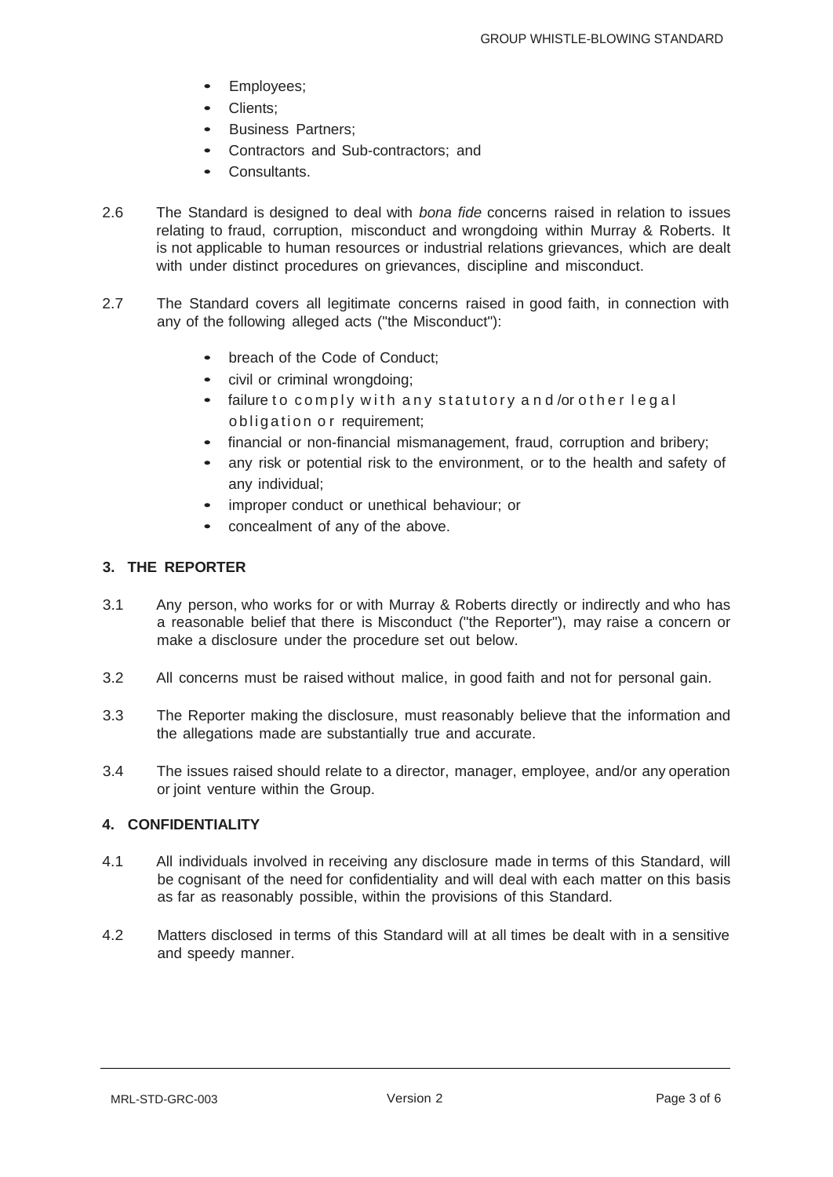- Employees;
- Clients;
- Business Partners;
- Contractors and Sub-contractors; and
- Consultants.

2.6 The Standard is designed to deal with *bona fide* concerns raised in relation to issues relating to fraud, corruption, misconduct and wrongdoing within Murray & Roberts. It is not applicable to human resources or industrial relations grievances, which are dealt with under distinct procedures on grievances, discipline and misconduct.

2.7 The Standard covers all legitimate concerns raised in good faith, in connection with any of the following alleged acts ("the Misconduct"):

- breach of the Code of Conduct;
- civil or criminal wrongdoing;
- failure to comply with any statutory and/or other legal obligation or requirement;
- financial or non-financial mismanagement, fraud, corruption and bribery;
- any risk or potential risk to the environment, or to the health and safety of any individual;
- improper conduct or unethical behaviour; or
- concealment of any of the above.

## 3. THE REPORTER

3.1 Any person, who works for or with Murray & Roberts directly or indirectly and who has a reasonable belief that there is Misconduct ("the Reporter"), may raise a concern or make a disclosure under the procedure set out below.

3.2 All concerns must be raised without malice, in good faith and not for personal gain.

3.3 The Reporter making the disclosure, must reasonably believe that the information and the allegations made are substantially true and accurate.

3.4 The issues raised should relate to a director, manager, employee, and/or any operation or joint venture within the Group.

## 4. CONFIDENTIALITY

4.1 All individuals involved in receiving any disclosure made in terms of this Standard, will be cognisant of the need for confidentiality and will deal with each matter on this basis as far as reasonably possible, within the provisions of this Standard.

4.2 Matters disclosed in terms of this Standard will at all times be dealt with in a sensitive and speedy manner.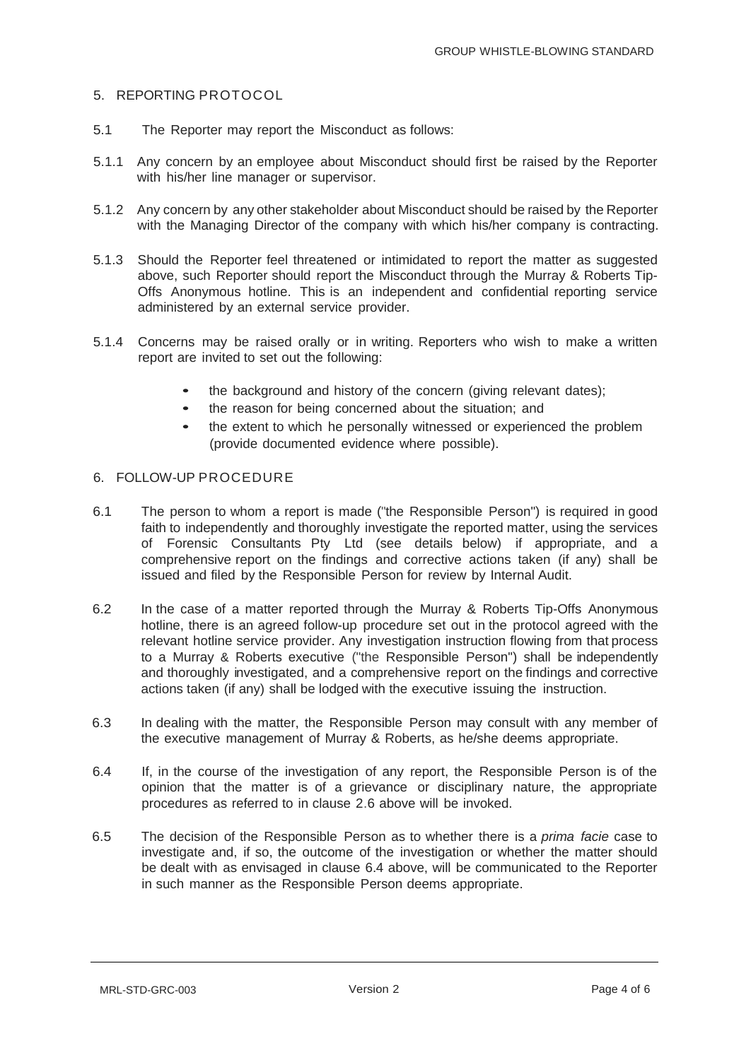## 5. REPORTING PROTOCOL

5.1 The Reporter may report the Misconduct as follows:

5.1.1 Any concern by an employee about Misconduct should first be raised by the Reporter with his/her line manager or supervisor.

5.1.2 Any concern by any other stakeholder about Misconduct should be raised by the Reporter with the Managing Director of the company with which his/her company is contracting.

5.1.3 Should the Reporter feel threatened or intimidated to report the matter as suggested above, such Reporter should report the Misconduct through the Murray & Roberts Tip-Offs Anonymous hotline. This is an independent and confidential reporting service administered by an external service provider.

5.1.4 Concerns may be raised orally or in writing. Reporters who wish to make a written report are invited to set out the following:

- the background and history of the concern (giving relevant dates);
- the reason for being concerned about the situation; and
- the extent to which he personally witnessed or experienced the problem (provide documented evidence where possible).

## 6. FOLLOW-UP PROCEDURE

6.1 The person to whom a report is made ("the Responsible Person") is required in good faith to independently and thoroughly investigate the reported matter, using the services of Forensic Consultants Pty Ltd (see details below) if appropriate, and a comprehensive report on the findings and corrective actions taken (if any) shall be issued and filed by the Responsible Person for review by Internal Audit.

6.2 In the case of a matter reported through the Murray & Roberts Tip-Offs Anonymous hotline, there is an agreed follow-up procedure set out in the protocol agreed with the relevant hotline service provider. Any investigation instruction flowing from that process to a Murray & Roberts executive ("the Responsible Person") shall be independently and thoroughly investigated, and a comprehensive report on the findings and corrective actions taken (if any) shall be lodged with the executive issuing the instruction.

6.3 In dealing with the matter, the Responsible Person may consult with any member of the executive management of Murray & Roberts, as he/she deems appropriate.

6.4 If, in the course of the investigation of any report, the Responsible Person is of the opinion that the matter is of a grievance or disciplinary nature, the appropriate procedures as referred to in clause 2.6 above will be invoked.

6.5 The decision of the Responsible Person as to whether there is a *prima facie* case to investigate and, if so, the outcome of the investigation or whether the matter should be dealt with as envisaged in clause 6.4 above, will be communicated to the Reporter in such manner as the Responsible Person deems appropriate.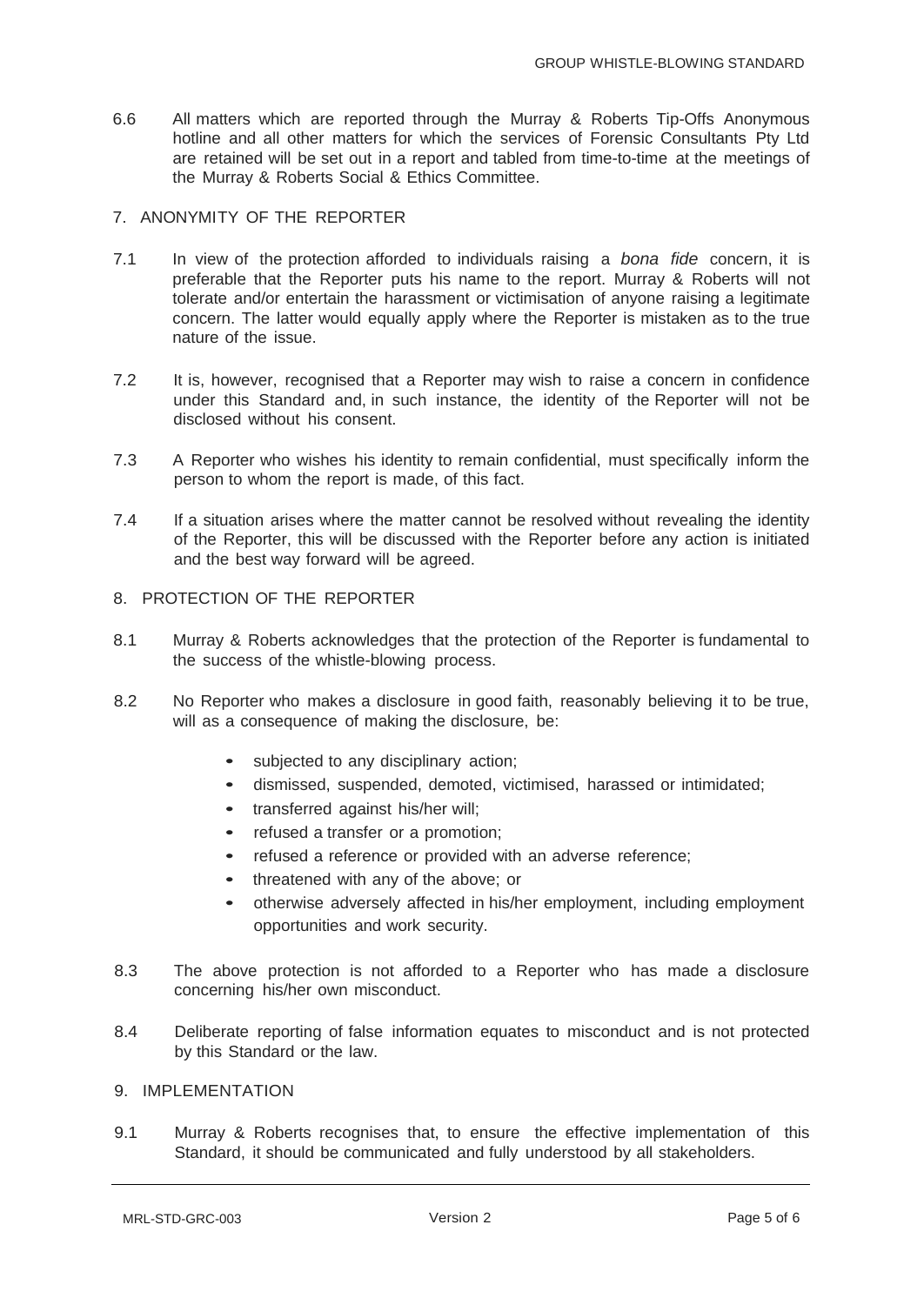6.6 All matters which are reported through the Murray & Roberts Tip-Offs Anonymous hotline and all other matters for which the services of Forensic Consultants Pty Ltd are retained will be set out in a report and tabled from time-to-time at the meetings of the Murray & Roberts Social & Ethics Committee.

## 7. ANONYMITY OF THE REPORTER

7.1 In view of the protection afforded to individuals raising a *bona fide* concern, it is preferable that the Reporter puts his name to the report. Murray & Roberts will not tolerate and/or entertain the harassment or victimisation of anyone raising a legitimate concern. The latter would equally apply where the Reporter is mistaken as to the true nature of the issue.

7.2 It is, however, recognised that a Reporter may wish to raise a concern in confidence under this Standard and, in such instance, the identity of the Reporter will not be disclosed without his consent.

7.3 A Reporter who wishes his identity to remain confidential, must specifically inform the person to whom the report is made, of this fact.

7.4 If a situation arises where the matter cannot be resolved without revealing the identity of the Reporter, this will be discussed with the Reporter before any action is initiated and the best way forward will be agreed.

## 8. PROTECTION OF THE REPORTER

8.1 Murray & Roberts acknowledges that the protection of the Reporter is fundamental to the success of the whistle-blowing process.

8.2 No Reporter who makes a disclosure in good faith, reasonably believing it to be true, will as a consequence of making the disclosure, be:

- subjected to any disciplinary action;
- dismissed, suspended, demoted, victimised, harassed or intimidated;
- transferred against his/her will;
- refused a transfer or a promotion;
- refused a reference or provided with an adverse reference;
- threatened with any of the above; or
- otherwise adversely affected in his/her employment, including employment opportunities and work security.

8.3 The above protection is not afforded to a Reporter who has made a disclosure concerning his/her own misconduct.

8.4 Deliberate reporting of false information equates to misconduct and is not protected by this Standard or the law.

## 9. IMPLEMENTATION

9.1 Murray & Roberts recognises that, to ensure the effective implementation of this Standard, it should be communicated and fully understood by all stakeholders.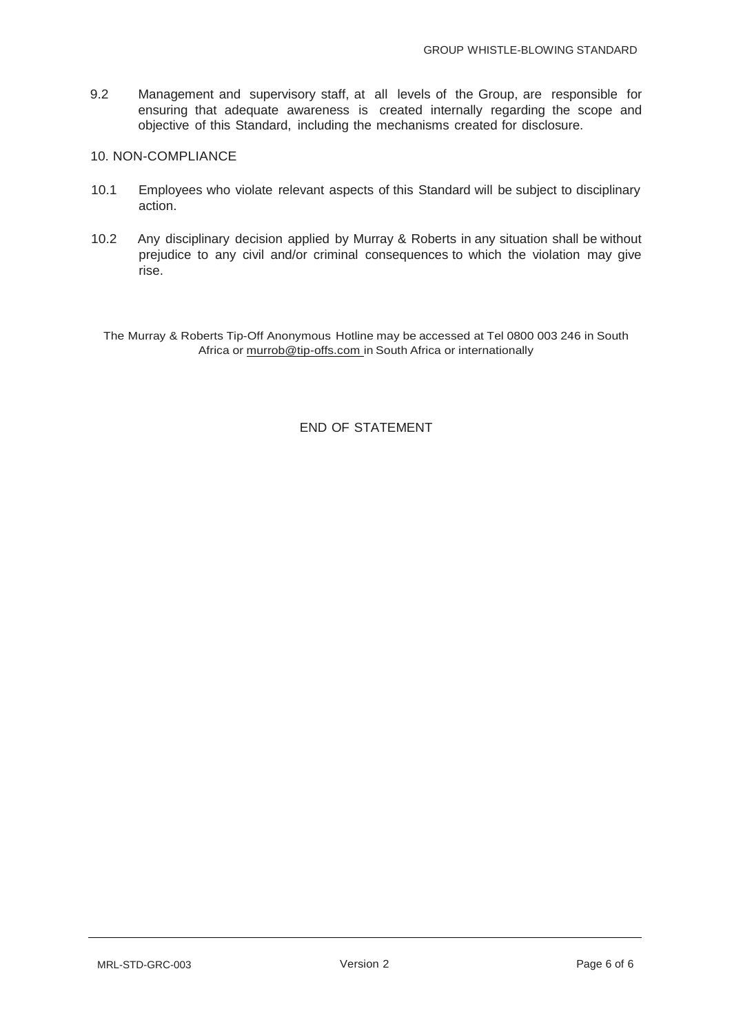9.2 Management and supervisory staff, at all levels of the Group, are responsible for ensuring that adequate awareness is created internally regarding the scope and objective of this Standard, including the mechanisms created for disclosure.

## 10. NON-COMPLIANCE

10.1 Employees who violate relevant aspects of this Standard will be subject to disciplinary action.

10.2 Any disciplinary decision applied by Murray & Roberts in any situation shall be without prejudice to any civil and/or criminal consequences to which the violation may give rise.

The Murray & Roberts Tip-Off Anonymous Hotline may be accessed at Tel 0800 003 246 in South Africa or murrob@tip-offs.com in South Africa or internationally

END OF STATEMENT